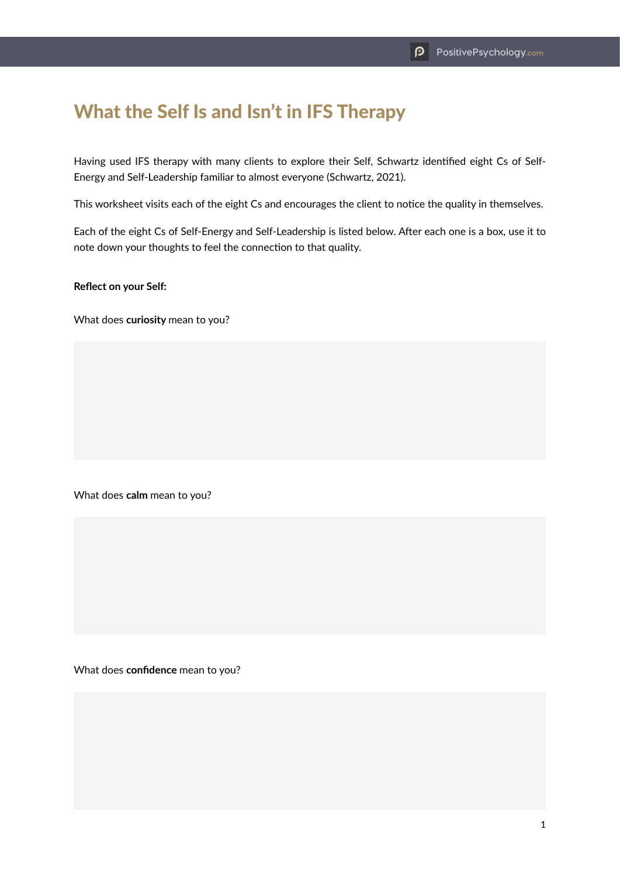# What the Self Is and Isn't in IFS Therapy

Having used IFS therapy with many clients to explore their Self, Schwartz identified eight Cs of Self-Energy and Self-Leadership familiar to almost everyone (Schwartz, 2021).

This worksheet visits each of the eight Cs and encourages the client to notice the quality in themselves.

Each of the eight Cs of Self-Energy and Self-Leadership is listed below. After each one is a box, use it to note down your thoughts to feel the connection to that quality.

**Reflect on your Self:**

What does **curiosity** mean to you?

What does **calm** mean to you?

What does **confidence** mean to you?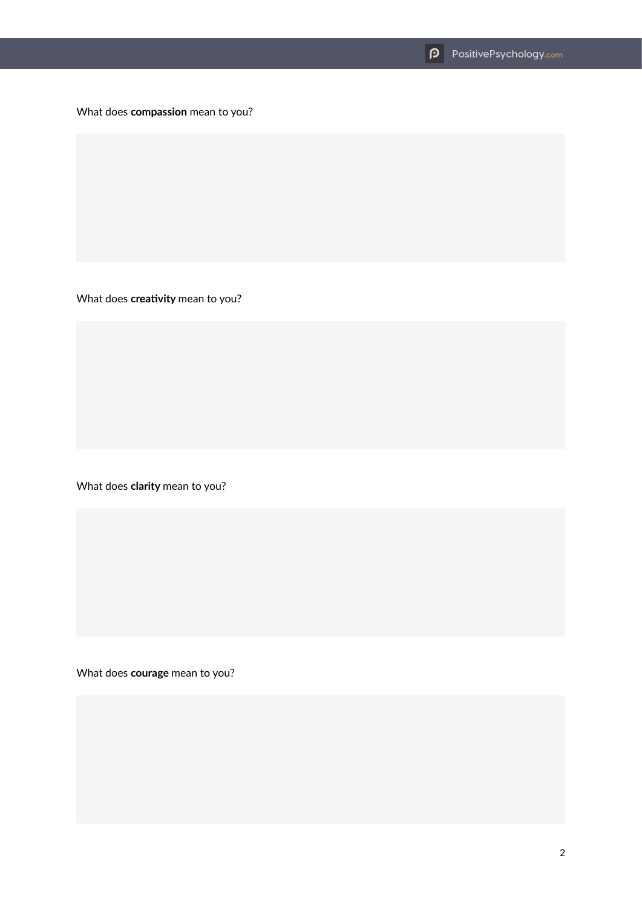What does **compassion** mean to you?

What does **creativity** mean to you?

What does **clarity** mean to you?

What does **courage** mean to you?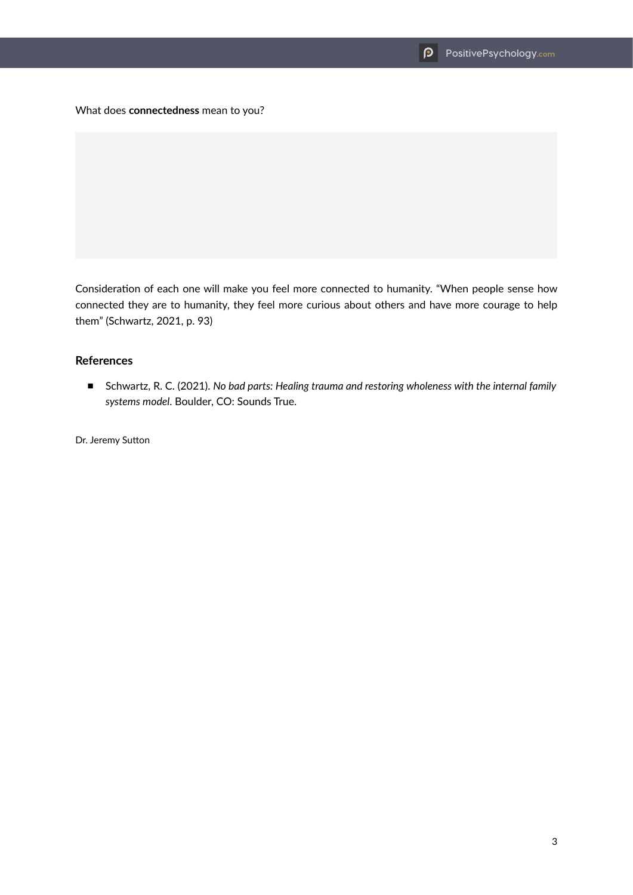What does **connectedness** mean to you?

Consideration of each one will make you feel more connected to humanity. "When people sense how connected they are to humanity, they feel more curious about others and have more courage to help them" (Schwartz, 2021, p. 93)

### References

- Schwartz, R. C. (2021). *No bad parts: Healing trauma and restoring wholeness with the internal family systems model*. Boulder, CO: Sounds True.

Dr. Jeremy Sutton